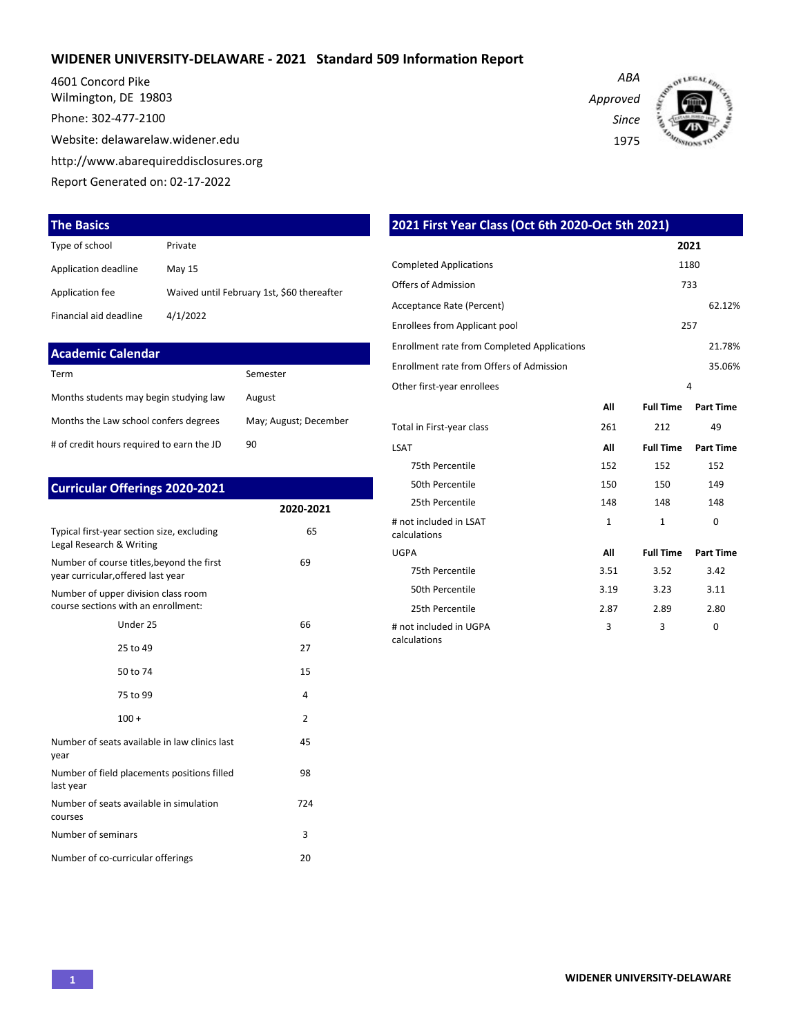# WIDENER UNIVERSITY-DELAWARE - 2021 Standard 509 Information Report

4601 Concord Pike
Wilmington, DE 19803
Phone: 302-477-2100
Website: delawarelaw.widener.edu
http://www.abarequireddisclosures.org
Report Generated on: 02-17-2022

*ABA Approved Since 1975*

## The Basics

| | |
|---|---|
| Type of school | Private |
| Application deadline | May 15 |
| Application fee | Waived until February 1st, $60 thereafter |
| Financial aid deadline | 4/1/2022 |

## Academic Calendar

| | |
|---|---|
| Term | Semester |
| Months students may begin studying law | August |
| Months the Law school confers degrees | May; August; December |
| # of credit hours required to earn the JD | 90 |

## Curricular Offerings 2020-2021

| | 2020-2021 |
|---|---|
| Typical first-year section size, excluding Legal Research & Writing | 65 |
| Number of course titles,beyond the first year curricular,offered last year | 69 |
| Number of upper division class room course sections with an enrollment: | |
| Under 25 | 66 |
| 25 to 49 | 27 |
| 50 to 74 | 15 |
| 75 to 99 | 4 |
| 100 + | 2 |
| Number of seats available in law clinics last year | 45 |
| Number of field placements positions filled last year | 98 |
| Number of seats available in simulation courses | 724 |
| Number of seminars | 3 |
| Number of co-curricular offerings | 20 |

## 2021 First Year Class (Oct 6th 2020-Oct 5th 2021)

| | 2021 |
|---|---|
| Completed Applications | 1180 |
| Offers of Admission | 733 |
| Acceptance Rate (Percent) | 62.12% |
| Enrollees from Applicant pool | 257 |
| Enrollment rate from Completed Applications | 21.78% |
| Enrollment rate from Offers of Admission | 35.06% |
| Other first-year enrollees | 4 |

| | All | Full Time | Part Time |
|---|---|---|---|
| Total in First-year class | 261 | 212 | 49 |
| **LSAT** | **All** | **Full Time** | **Part Time** |
| 75th Percentile | 152 | 152 | 152 |
| 50th Percentile | 150 | 150 | 149 |
| 25th Percentile | 148 | 148 | 148 |
| # not included in LSAT calculations | 1 | 1 | 0 |
| **UGPA** | **All** | **Full Time** | **Part Time** |
| 75th Percentile | 3.51 | 3.52 | 3.42 |
| 50th Percentile | 3.19 | 3.23 | 3.11 |
| 25th Percentile | 2.87 | 2.89 | 2.80 |
| # not included in UGPA calculations | 3 | 3 | 0 |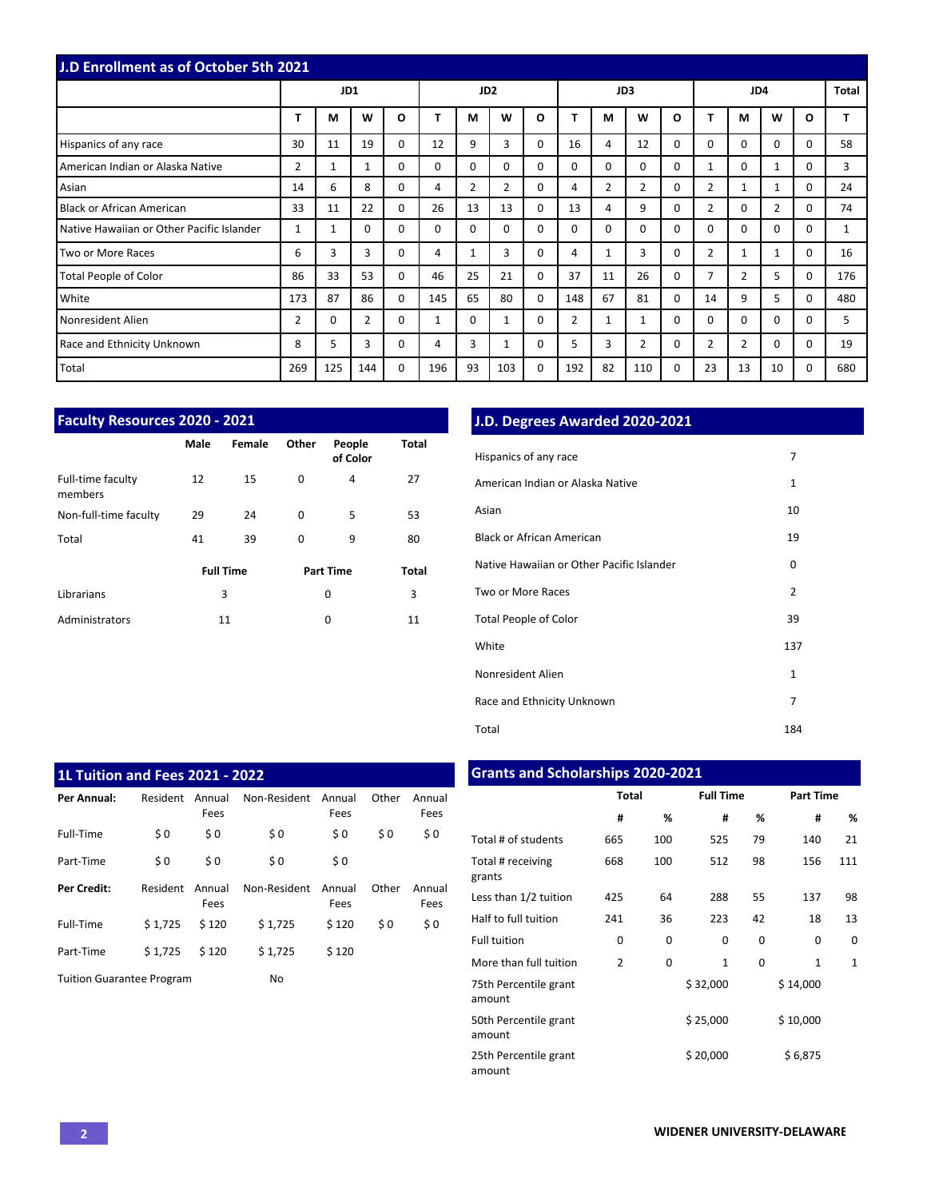## J.D Enrollment as of October 5th 2021

| | JD1 | | | | JD2 | | | | JD3 | | | | JD4 | | | | Total |
|---|---|---|---|---|---|---|---|---|---|---|---|---|---|---|---|---|---|
| | T | M | W | O | T | M | W | O | T | M | W | O | T | M | W | O | T |
| Hispanics of any race | 30 | 11 | 19 | 0 | 12 | 9 | 3 | 0 | 16 | 4 | 12 | 0 | 0 | 0 | 0 | 0 | 58 |
| American Indian or Alaska Native | 2 | 1 | 1 | 0 | 0 | 0 | 0 | 0 | 0 | 0 | 0 | 0 | 1 | 0 | 1 | 0 | 3 |
| Asian | 14 | 6 | 8 | 0 | 4 | 2 | 2 | 0 | 4 | 2 | 2 | 0 | 2 | 1 | 1 | 0 | 24 |
| Black or African American | 33 | 11 | 22 | 0 | 26 | 13 | 13 | 0 | 13 | 4 | 9 | 0 | 2 | 0 | 2 | 0 | 74 |
| Native Hawaiian or Other Pacific Islander | 1 | 1 | 0 | 0 | 0 | 0 | 0 | 0 | 0 | 0 | 0 | 0 | 0 | 0 | 0 | 0 | 1 |
| Two or More Races | 6 | 3 | 3 | 0 | 4 | 1 | 3 | 0 | 4 | 1 | 3 | 0 | 2 | 1 | 1 | 0 | 16 |
| Total People of Color | 86 | 33 | 53 | 0 | 46 | 25 | 21 | 0 | 37 | 11 | 26 | 0 | 7 | 2 | 5 | 0 | 176 |
| White | 173 | 87 | 86 | 0 | 145 | 65 | 80 | 0 | 148 | 67 | 81 | 0 | 14 | 9 | 5 | 0 | 480 |
| Nonresident Alien | 2 | 0 | 2 | 0 | 1 | 0 | 1 | 0 | 2 | 1 | 1 | 0 | 0 | 0 | 0 | 0 | 5 |
| Race and Ethnicity Unknown | 8 | 5 | 3 | 0 | 4 | 3 | 1 | 0 | 5 | 3 | 2 | 0 | 2 | 2 | 0 | 0 | 19 |
| Total | 269 | 125 | 144 | 0 | 196 | 93 | 103 | 0 | 192 | 82 | 110 | 0 | 23 | 13 | 10 | 0 | 680 |

## Faculty Resources 2020 - 2021

| | Male | Female | Other | People of Color | Total |
|---|---|---|---|---|---|
| Full-time faculty members | 12 | 15 | 0 | 4 | 27 |
| Non-full-time faculty | 29 | 24 | 0 | 5 | 53 |
| Total | 41 | 39 | 0 | 9 | 80 |

| | Full Time | Part Time | Total |
|---|---|---|---|
| Librarians | 3 | 0 | 3 |
| Administrators | 11 | 0 | 11 |

## J.D. Degrees Awarded 2020-2021

| | |
|---|---|
| Hispanics of any race | 7 |
| American Indian or Alaska Native | 1 |
| Asian | 10 |
| Black or African American | 19 |
| Native Hawaiian or Other Pacific Islander | 0 |
| Two or More Races | 2 |
| Total People of Color | 39 |
| White | 137 |
| Nonresident Alien | 1 |
| Race and Ethnicity Unknown | 7 |
| Total | 184 |

## 1L Tuition and Fees 2021 - 2022

| **Per Annual:** | Resident | Annual Fees | Non-Resident | Annual Fees | Other | Annual Fees |
|---|---|---|---|---|---|---|
| Full-Time | $ 0 | $ 0 | $ 0 | $ 0 | $ 0 | $ 0 |
| Part-Time | $ 0 | $ 0 | $ 0 | $ 0 | | |
| **Per Credit:** | Resident | Annual Fees | Non-Resident | Annual Fees | Other | Annual Fees |
| Full-Time | $ 1,725 | $ 120 | $ 1,725 | $ 120 | $ 0 | $ 0 |
| Part-Time | $ 1,725 | $ 120 | $ 1,725 | $ 120 | | |

Tuition Guarantee Program: No

## Grants and Scholarships 2020-2021

| | Total | | Full Time | | Part Time | |
|---|---|---|---|---|---|---|
| | # | % | # | % | # | % |
| Total # of students | 665 | 100 | 525 | 79 | 140 | 21 |
| Total # receiving grants | 668 | 100 | 512 | 98 | 156 | 111 |
| Less than 1/2 tuition | 425 | 64 | 288 | 55 | 137 | 98 |
| Half to full tuition | 241 | 36 | 223 | 42 | 18 | 13 |
| Full tuition | 0 | 0 | 0 | 0 | 0 | 0 |
| More than full tuition | 2 | 0 | 1 | 0 | 1 | 1 |
| 75th Percentile grant amount | | | $ 32,000 | | $ 14,000 | |
| 50th Percentile grant amount | | | $ 25,000 | | $ 10,000 | |
| 25th Percentile grant amount | | | $ 20,000 | | $ 6,875 | |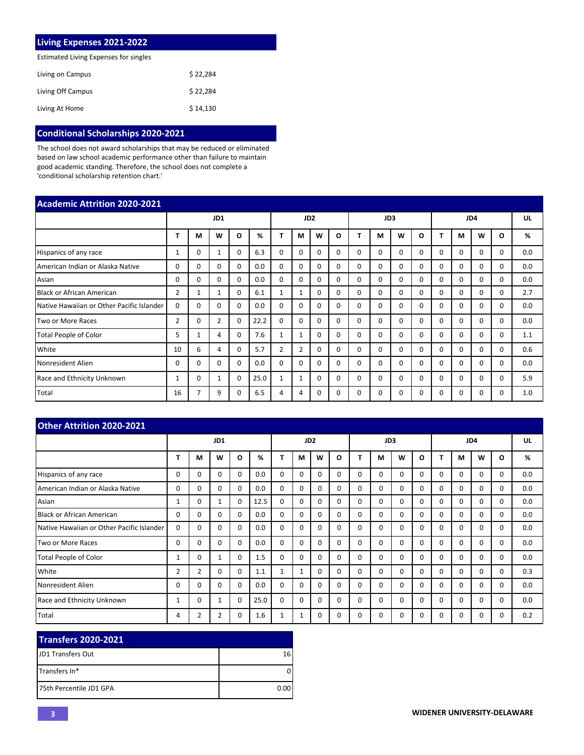## Living Expenses 2021-2022

Estimated Living Expenses for singles

| | |
|---|---|
| Living on Campus | $ 22,284 |
| Living Off Campus | $ 22,284 |
| Living At Home | $ 14,130 |

## Conditional Scholarships 2020-2021

The school does not award scholarships that may be reduced or eliminated based on law school academic performance other than failure to maintain good academic standing. Therefore, the school does not complete a 'conditional scholarship retention chart.'

## Academic Attrition 2020-2021

| | JD1 | | | | | JD2 | | | | JD3 | | | | JD4 | | | | UL |
|---|---|---|---|---|---|---|---|---|---|---|---|---|---|---|---|---|---|---|
| | T | M | W | O | % | T | M | W | O | T | M | W | O | T | M | W | O | % |
| Hispanics of any race | 1 | 0 | 1 | 0 | 6.3 | 0 | 0 | 0 | 0 | 0 | 0 | 0 | 0 | 0 | 0 | 0 | 0 | 0.0 |
| American Indian or Alaska Native | 0 | 0 | 0 | 0 | 0.0 | 0 | 0 | 0 | 0 | 0 | 0 | 0 | 0 | 0 | 0 | 0 | 0 | 0.0 |
| Asian | 0 | 0 | 0 | 0 | 0.0 | 0 | 0 | 0 | 0 | 0 | 0 | 0 | 0 | 0 | 0 | 0 | 0 | 0.0 |
| Black or African American | 2 | 1 | 1 | 0 | 6.1 | 1 | 1 | 0 | 0 | 0 | 0 | 0 | 0 | 0 | 0 | 0 | 0 | 2.7 |
| Native Hawaiian or Other Pacific Islander | 0 | 0 | 0 | 0 | 0.0 | 0 | 0 | 0 | 0 | 0 | 0 | 0 | 0 | 0 | 0 | 0 | 0 | 0.0 |
| Two or More Races | 2 | 0 | 2 | 0 | 22.2 | 0 | 0 | 0 | 0 | 0 | 0 | 0 | 0 | 0 | 0 | 0 | 0 | 0.0 |
| Total People of Color | 5 | 1 | 4 | 0 | 7.6 | 1 | 1 | 0 | 0 | 0 | 0 | 0 | 0 | 0 | 0 | 0 | 0 | 1.1 |
| White | 10 | 6 | 4 | 0 | 5.7 | 2 | 2 | 0 | 0 | 0 | 0 | 0 | 0 | 0 | 0 | 0 | 0 | 0.6 |
| Nonresident Alien | 0 | 0 | 0 | 0 | 0.0 | 0 | 0 | 0 | 0 | 0 | 0 | 0 | 0 | 0 | 0 | 0 | 0 | 0.0 |
| Race and Ethnicity Unknown | 1 | 0 | 1 | 0 | 25.0 | 1 | 1 | 0 | 0 | 0 | 0 | 0 | 0 | 0 | 0 | 0 | 0 | 5.9 |
| Total | 16 | 7 | 9 | 0 | 6.5 | 4 | 4 | 0 | 0 | 0 | 0 | 0 | 0 | 0 | 0 | 0 | 0 | 1.0 |

## Other Attrition 2020-2021

| | JD1 | | | | | JD2 | | | | JD3 | | | | JD4 | | | | UL |
|---|---|---|---|---|---|---|---|---|---|---|---|---|---|---|---|---|---|---|
| | T | M | W | O | % | T | M | W | O | T | M | W | O | T | M | W | O | % |
| Hispanics of any race | 0 | 0 | 0 | 0 | 0.0 | 0 | 0 | 0 | 0 | 0 | 0 | 0 | 0 | 0 | 0 | 0 | 0 | 0.0 |
| American Indian or Alaska Native | 0 | 0 | 0 | 0 | 0.0 | 0 | 0 | 0 | 0 | 0 | 0 | 0 | 0 | 0 | 0 | 0 | 0 | 0.0 |
| Asian | 1 | 0 | 1 | 0 | 12.5 | 0 | 0 | 0 | 0 | 0 | 0 | 0 | 0 | 0 | 0 | 0 | 0 | 0.0 |
| Black or African American | 0 | 0 | 0 | 0 | 0.0 | 0 | 0 | 0 | 0 | 0 | 0 | 0 | 0 | 0 | 0 | 0 | 0 | 0.0 |
| Native Hawaiian or Other Pacific Islander | 0 | 0 | 0 | 0 | 0.0 | 0 | 0 | 0 | 0 | 0 | 0 | 0 | 0 | 0 | 0 | 0 | 0 | 0.0 |
| Two or More Races | 0 | 0 | 0 | 0 | 0.0 | 0 | 0 | 0 | 0 | 0 | 0 | 0 | 0 | 0 | 0 | 0 | 0 | 0.0 |
| Total People of Color | 1 | 0 | 1 | 0 | 1.5 | 0 | 0 | 0 | 0 | 0 | 0 | 0 | 0 | 0 | 0 | 0 | 0 | 0.0 |
| White | 2 | 2 | 0 | 0 | 1.1 | 1 | 1 | 0 | 0 | 0 | 0 | 0 | 0 | 0 | 0 | 0 | 0 | 0.3 |
| Nonresident Alien | 0 | 0 | 0 | 0 | 0.0 | 0 | 0 | 0 | 0 | 0 | 0 | 0 | 0 | 0 | 0 | 0 | 0 | 0.0 |
| Race and Ethnicity Unknown | 1 | 0 | 1 | 0 | 25.0 | 0 | 0 | 0 | 0 | 0 | 0 | 0 | 0 | 0 | 0 | 0 | 0 | 0.0 |
| Total | 4 | 2 | 2 | 0 | 1.6 | 1 | 1 | 0 | 0 | 0 | 0 | 0 | 0 | 0 | 0 | 0 | 0 | 0.2 |

## Transfers 2020-2021

| | |
|---|---|
| JD1 Transfers Out | 16 |
| Transfers In* | 0 |
| 75th Percentile JD1 GPA | 0.00 |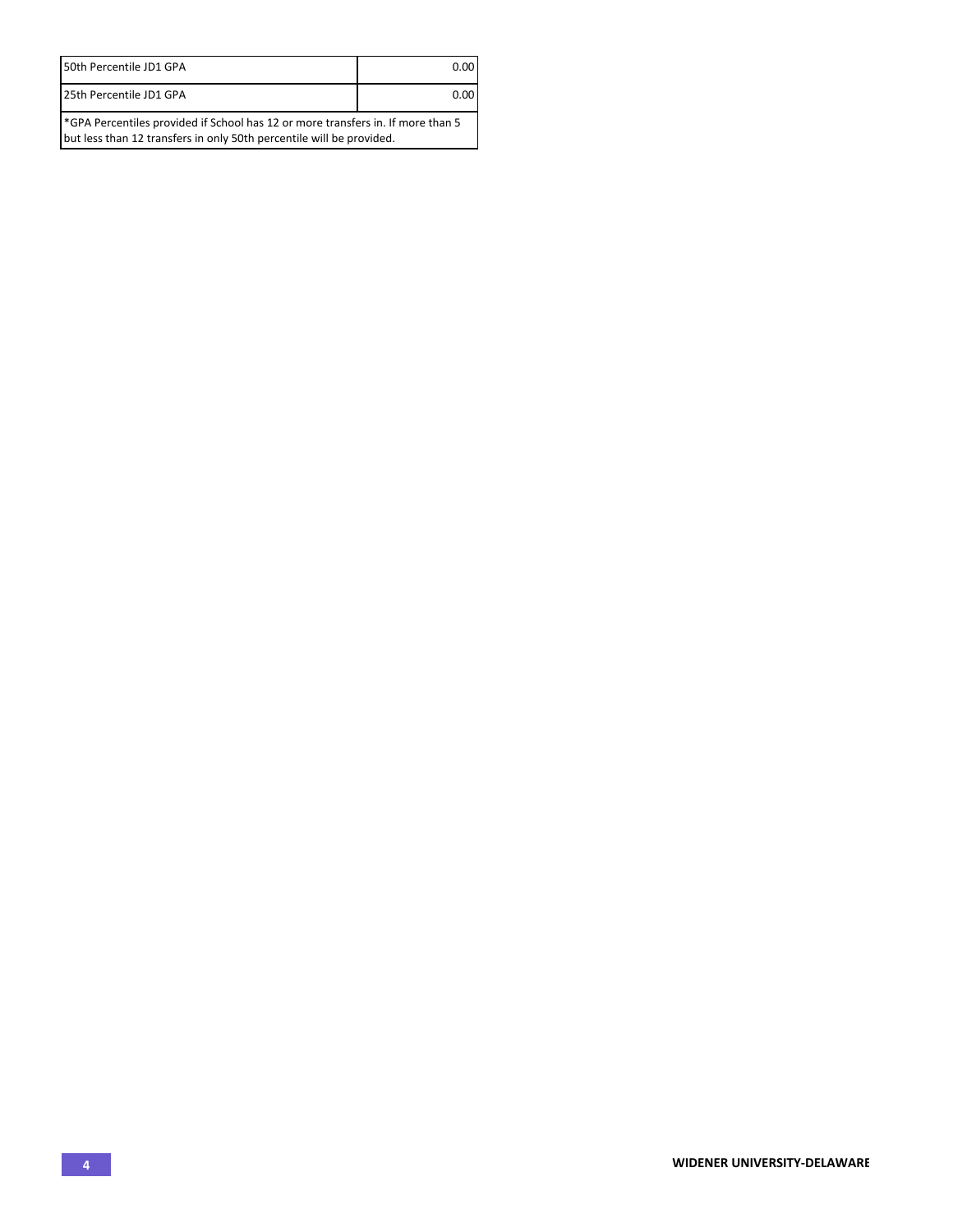| | |
|---|---|
| 50th Percentile JD1 GPA | 0.00 |
| 25th Percentile JD1 GPA | 0.00 |

*GPA Percentiles provided if School has 12 or more transfers in. If more than 5 but less than 12 transfers in only 50th percentile will be provided.